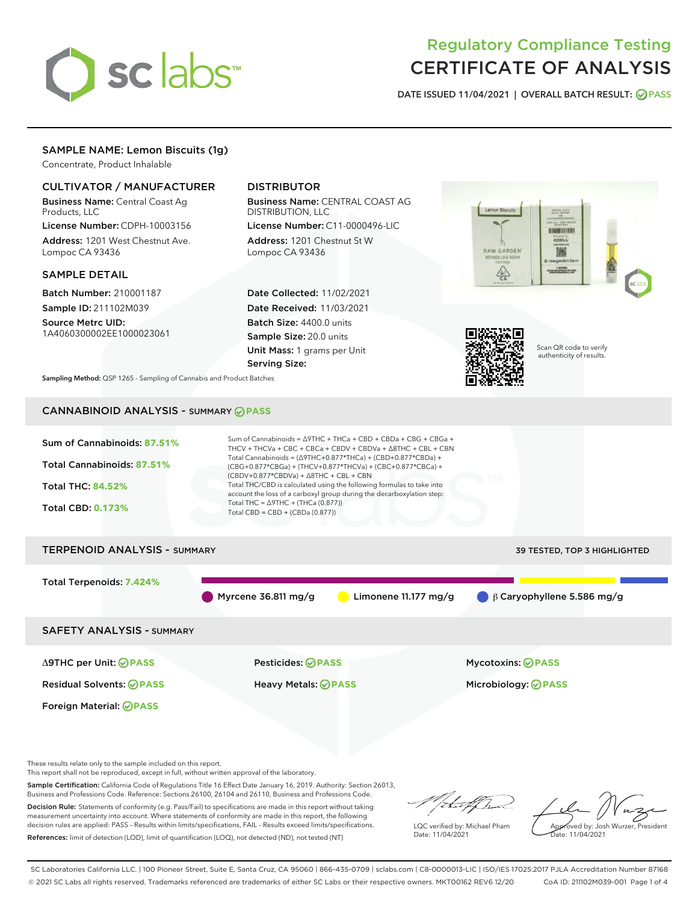# Regulatory Compliance Testing
# CERTIFICATE OF ANALYSIS

DATE ISSUED 11/04/2021 | OVERALL BATCH RESULT: PASS

## SAMPLE NAME: Lemon Biscuits (1g)

Concentrate, Product Inhalable

### CULTIVATOR / MANUFACTURER

**Business Name:** Central Coast Ag Products, LLC

**License Number:** CDPH-10003156

**Address:** 1201 West Chestnut Ave. Lompoc CA 93436

### DISTRIBUTOR

**Business Name:** CENTRAL COAST AG DISTRIBUTION, LLC

**License Number:** C11-0000496-LIC

**Address:** 1201 Chestnut St W Lompoc CA 93436

### SAMPLE DETAIL

**Batch Number:** 210001187

**Sample ID:** 211102M039

**Source Metrc UID:** 1A4060300002EE1000023061

**Date Collected:** 11/02/2021

**Date Received:** 11/03/2021

**Batch Size:** 4400.0 units

**Sample Size:** 20.0 units

**Unit Mass:** 1 grams per Unit

**Serving Size:**

Scan QR code to verify authenticity of results.

**Sampling Method:** QSP 1265 - Sampling of Cannabis and Product Batches

## CANNABINOID ANALYSIS - SUMMARY PASS

Sum of Cannabinoids: **87.51%**

Total Cannabinoids: **87.51%**

Total THC: **84.52%**

Total CBD: **0.173%**

Sum of Cannabinoids = Δ9THC + THCa + CBD + CBDa + CBG + CBGa + THCV + THCVa + CBC + CBCa + CBDV + CBDVa + Δ8THC + CBL + CBN

Total Cannabinoids = (Δ9THC+0.877*THCa) + (CBD+0.877*CBDa) + (CBG+0.877*CBGa) + (THCV+0.877*THCVa) + (CBC+0.877*CBCa) + (CBDV+0.877*CBDVa) + Δ8THC + CBL + CBN

Total THC/CBD is calculated using the following formulas to take into account the loss of a carboxyl group during the decarboxylation step:

Total THC = Δ9THC + (THCa (0.877))

Total CBD = CBD + (CBDa (0.877))

## TERPENOID ANALYSIS - SUMMARY

39 TESTED, TOP 3 HIGHLIGHTED

Total Terpenoids: **7.424%**

Myrcene 36.811 mg/g | Limonene 11.177 mg/g | β Caryophyllene 5.586 mg/g

## SAFETY ANALYSIS - SUMMARY

| | | |
|---|---|---|
| Δ9THC per Unit: PASS | Pesticides: PASS | Mycotoxins: PASS |
| Residual Solvents: PASS | Heavy Metals: PASS | Microbiology: PASS |
| Foreign Material: PASS | | |

These results relate only to the sample included on this report.
This report shall not be reproduced, except in full, without written approval of the laboratory.

**Sample Certification:** California Code of Regulations Title 16 Effect Date January 16, 2019. Authority: Section 26013, Business and Professions Code. Reference: Sections 26100, 26104 and 26110, Business and Professions Code.

**Decision Rule:** Statements of conformity (e.g. Pass/Fail) to specifications are made in this report without taking measurement uncertainty into account. Where statements of conformity are made in this report, the following decision rules are applied: PASS - Results within limits/specifications, FAIL - Results exceed limits/specifications.

**References:** limit of detection (LOD), limit of quantification (LOQ), not detected (ND), not tested (NT)

LQC verified by: Michael Pham
Date: 11/04/2021

Approved by: Josh Wurzer, President
Date: 11/04/2021

SC Laboratories California LLC. | 100 Pioneer Street, Suite E, Santa Cruz, CA 95060 | 866-435-0709 | sclabs.com | C8-0000013-LIC | ISO/IES 17025:2017 PJLA Accreditation Number 87168
© 2021 SC Labs all rights reserved. Trademarks referenced are trademarks of either SC Labs or their respective owners. MKT00162 REV6 12/20 CoA ID: 211102M039-001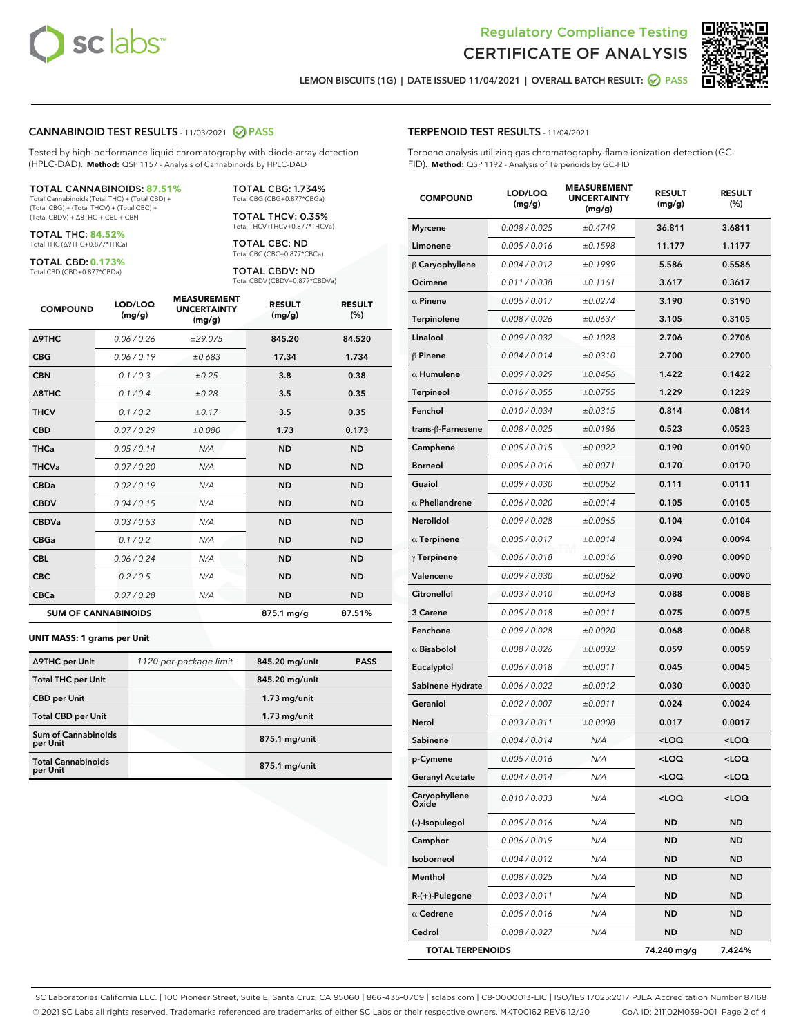Regulatory Compliance Testing
# CERTIFICATE OF ANALYSIS

LEMON BISCUITS (1G) | DATE ISSUED 11/04/2021 | OVERALL BATCH RESULT: PASS

## CANNABINOID TEST RESULTS - 11/03/2021 PASS

Tested by high-performance liquid chromatography with diode-array detection (HPLC-DAD). **Method:** QSP 1157 - Analysis of Cannabinoids by HPLC-DAD

**TOTAL CANNABINOIDS: 87.51%**
Total Cannabinoids (Total THC) + (Total CBD) + (Total CBG) + (Total THCV) + (Total CBC) + (Total CBDV) + Δ8THC + CBL + CBN

**TOTAL THC: 84.52%**
Total THC (Δ9THC+0.877*THCa)

**TOTAL CBD: 0.173%**
Total CBD (CBD+0.877*CBDa)

**TOTAL CBG: 1.734%**
Total CBG (CBG+0.877*CBGa)

**TOTAL THCV: 0.35%**
Total THCV (THCV+0.877*THCVa)

**TOTAL CBC: ND**
Total CBC (CBC+0.877*CBCa)

**TOTAL CBDV: ND**
Total CBDV (CBDV+0.877*CBDVa)

| COMPOUND | LOD/LOQ (mg/g) | MEASUREMENT UNCERTAINTY (mg/g) | RESULT (mg/g) | RESULT (%) |
|---|---|---|---|---|
| Δ9THC | 0.06 / 0.26 | ±29.075 | 845.20 | 84.520 |
| CBG | 0.06 / 0.19 | ±0.683 | 17.34 | 1.734 |
| CBN | 0.1 / 0.3 | ±0.25 | 3.8 | 0.38 |
| Δ8THC | 0.1 / 0.4 | ±0.28 | 3.5 | 0.35 |
| THCV | 0.1 / 0.2 | ±0.17 | 3.5 | 0.35 |
| CBD | 0.07 / 0.29 | ±0.080 | 1.73 | 0.173 |
| THCa | 0.05 / 0.14 | N/A | ND | ND |
| THCVa | 0.07 / 0.20 | N/A | ND | ND |
| CBDa | 0.02 / 0.19 | N/A | ND | ND |
| CBDV | 0.04 / 0.15 | N/A | ND | ND |
| CBDVa | 0.03 / 0.53 | N/A | ND | ND |
| CBGa | 0.1 / 0.2 | N/A | ND | ND |
| CBL | 0.06 / 0.24 | N/A | ND | ND |
| CBC | 0.2 / 0.5 | N/A | ND | ND |
| CBCa | 0.07 / 0.28 | N/A | ND | ND |
| **SUM OF CANNABINOIDS** | | | 875.1 mg/g | 87.51% |

**UNIT MASS: 1 grams per Unit**

| | | | |
|---|---|---|---|
| Δ9THC per Unit | 1120 per-package limit | 845.20 mg/unit | PASS |
| Total THC per Unit | | 845.20 mg/unit | |
| CBD per Unit | | 1.73 mg/unit | |
| Total CBD per Unit | | 1.73 mg/unit | |
| Sum of Cannabinoids per Unit | | 875.1 mg/unit | |
| Total Cannabinoids per Unit | | 875.1 mg/unit | |

## TERPENOID TEST RESULTS - 11/04/2021

Terpene analysis utilizing gas chromatography-flame ionization detection (GC-FID). **Method:** QSP 1192 - Analysis of Terpenoids by GC-FID

| COMPOUND | LOD/LOQ (mg/g) | MEASUREMENT UNCERTAINTY (mg/g) | RESULT (mg/g) | RESULT (%) |
|---|---|---|---|---|
| Myrcene | 0.008 / 0.025 | ±0.4749 | 36.811 | 3.6811 |
| Limonene | 0.005 / 0.016 | ±0.1598 | 11.177 | 1.1177 |
| β Caryophyllene | 0.004 / 0.012 | ±0.1989 | 5.586 | 0.5586 |
| Ocimene | 0.011 / 0.038 | ±0.1161 | 3.617 | 0.3617 |
| α Pinene | 0.005 / 0.017 | ±0.0274 | 3.190 | 0.3190 |
| Terpinolene | 0.008 / 0.026 | ±0.0637 | 3.105 | 0.3105 |
| Linalool | 0.009 / 0.032 | ±0.1028 | 2.706 | 0.2706 |
| β Pinene | 0.004 / 0.014 | ±0.0310 | 2.700 | 0.2700 |
| α Humulene | 0.009 / 0.029 | ±0.0456 | 1.422 | 0.1422 |
| Terpineol | 0.016 / 0.055 | ±0.0755 | 1.229 | 0.1229 |
| Fenchol | 0.010 / 0.034 | ±0.0315 | 0.814 | 0.0814 |
| trans-β-Farnesene | 0.008 / 0.025 | ±0.0186 | 0.523 | 0.0523 |
| Camphene | 0.005 / 0.015 | ±0.0022 | 0.190 | 0.0190 |
| Borneol | 0.005 / 0.016 | ±0.0071 | 0.170 | 0.0170 |
| Guaiol | 0.009 / 0.030 | ±0.0052 | 0.111 | 0.0111 |
| α Phellandrene | 0.006 / 0.020 | ±0.0014 | 0.105 | 0.0105 |
| Nerolidol | 0.009 / 0.028 | ±0.0065 | 0.104 | 0.0104 |
| α Terpinene | 0.005 / 0.017 | ±0.0014 | 0.094 | 0.0094 |
| γ Terpinene | 0.006 / 0.018 | ±0.0016 | 0.090 | 0.0090 |
| Valencene | 0.009 / 0.030 | ±0.0062 | 0.090 | 0.0090 |
| Citronellol | 0.003 / 0.010 | ±0.0043 | 0.088 | 0.0088 |
| 3 Carene | 0.005 / 0.018 | ±0.0011 | 0.075 | 0.0075 |
| Fenchone | 0.009 / 0.028 | ±0.0020 | 0.068 | 0.0068 |
| α Bisabolol | 0.008 / 0.026 | ±0.0032 | 0.059 | 0.0059 |
| Eucalyptol | 0.006 / 0.018 | ±0.0011 | 0.045 | 0.0045 |
| Sabinene Hydrate | 0.006 / 0.022 | ±0.0012 | 0.030 | 0.0030 |
| Geraniol | 0.002 / 0.007 | ±0.0011 | 0.024 | 0.0024 |
| Nerol | 0.003 / 0.011 | ±0.0008 | 0.017 | 0.0017 |
| Sabinene | 0.004 / 0.014 | N/A | <LOQ | <LOQ |
| p-Cymene | 0.005 / 0.016 | N/A | <LOQ | <LOQ |
| Geranyl Acetate | 0.004 / 0.014 | N/A | <LOQ | <LOQ |
| Caryophyllene Oxide | 0.010 / 0.033 | N/A | <LOQ | <LOQ |
| (-)-Isopulegol | 0.005 / 0.016 | N/A | ND | ND |
| Camphor | 0.006 / 0.019 | N/A | ND | ND |
| Isoborneol | 0.004 / 0.012 | N/A | ND | ND |
| Menthol | 0.008 / 0.025 | N/A | ND | ND |
| R-(+)-Pulegone | 0.003 / 0.011 | N/A | ND | ND |
| α Cedrene | 0.005 / 0.016 | N/A | ND | ND |
| Cedrol | 0.008 / 0.027 | N/A | ND | ND |
| **TOTAL TERPENOIDS** | | | 74.240 mg/g | 7.424% |

SC Laboratories California LLC. | 100 Pioneer Street, Suite E, Santa Cruz, CA 95060 | 866-435-0709 | sclabs.com | C8-0000013-LIC | ISO/IES 17025:2017 PJLA Accreditation Number 87168
© 2021 SC Labs all rights reserved. Trademarks referenced are trademarks of either SC Labs or their respective owners. MKT00162 REV6 12/20 CoA ID: 211102M039-001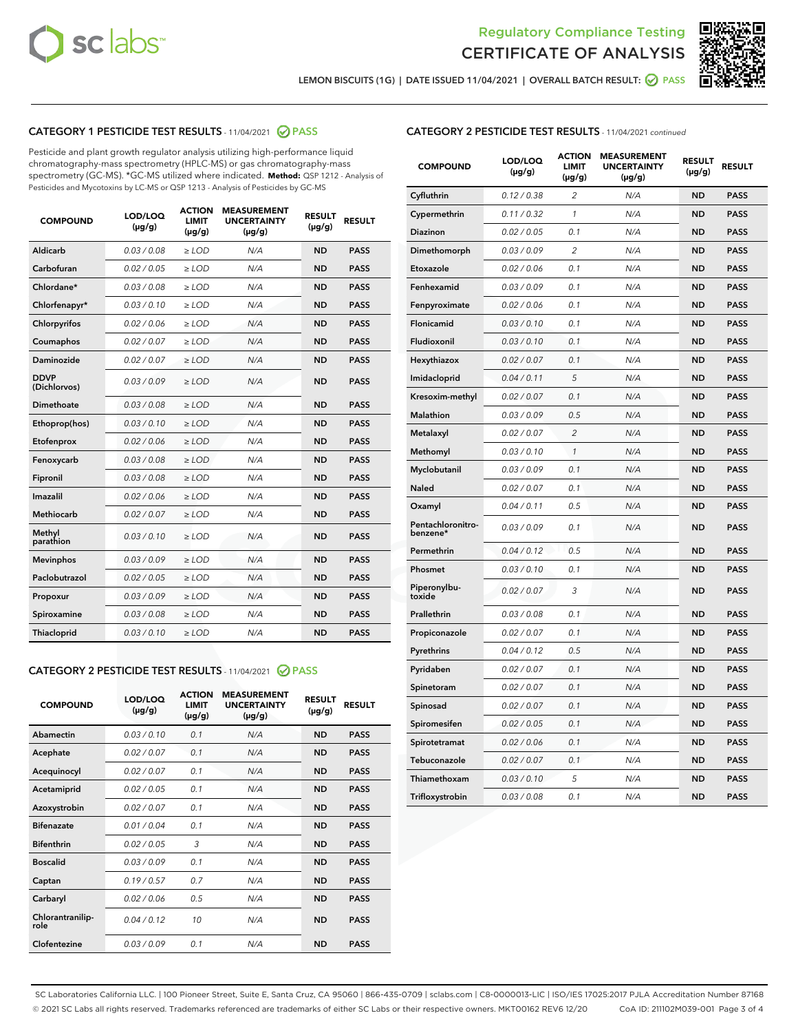Regulatory Compliance Testing
CERTIFICATE OF ANALYSIS

LEMON BISCUITS (1G) | DATE ISSUED 11/04/2021 | OVERALL BATCH RESULT: PASS

## CATEGORY 1 PESTICIDE TEST RESULTS - 11/04/2021 PASS

Pesticide and plant growth regulator analysis utilizing high-performance liquid chromatography-mass spectrometry (HPLC-MS) or gas chromatography-mass spectrometry (GC-MS). *GC-MS utilized where indicated. **Method:** QSP 1212 - Analysis of Pesticides and Mycotoxins by LC-MS or QSP 1213 - Analysis of Pesticides by GC-MS

| COMPOUND | LOD/LOQ (µg/g) | ACTION LIMIT (µg/g) | MEASUREMENT UNCERTAINTY (µg/g) | RESULT (µg/g) | RESULT |
|---|---|---|---|---|---|
| Aldicarb | 0.03 / 0.08 | ≥ LOD | N/A | ND | PASS |
| Carbofuran | 0.02 / 0.05 | ≥ LOD | N/A | ND | PASS |
| Chlordane* | 0.03 / 0.08 | ≥ LOD | N/A | ND | PASS |
| Chlorfenapyr* | 0.03 / 0.10 | ≥ LOD | N/A | ND | PASS |
| Chlorpyrifos | 0.02 / 0.06 | ≥ LOD | N/A | ND | PASS |
| Coumaphos | 0.02 / 0.07 | ≥ LOD | N/A | ND | PASS |
| Daminozide | 0.02 / 0.07 | ≥ LOD | N/A | ND | PASS |
| DDVP (Dichlorvos) | 0.03 / 0.09 | ≥ LOD | N/A | ND | PASS |
| Dimethoate | 0.03 / 0.08 | ≥ LOD | N/A | ND | PASS |
| Ethoprop(hos) | 0.03 / 0.10 | ≥ LOD | N/A | ND | PASS |
| Etofenprox | 0.02 / 0.06 | ≥ LOD | N/A | ND | PASS |
| Fenoxycarb | 0.03 / 0.08 | ≥ LOD | N/A | ND | PASS |
| Fipronil | 0.03 / 0.08 | ≥ LOD | N/A | ND | PASS |
| Imazalil | 0.02 / 0.06 | ≥ LOD | N/A | ND | PASS |
| Methiocarb | 0.02 / 0.07 | ≥ LOD | N/A | ND | PASS |
| Methyl parathion | 0.03 / 0.10 | ≥ LOD | N/A | ND | PASS |
| Mevinphos | 0.03 / 0.09 | ≥ LOD | N/A | ND | PASS |
| Paclobutrazol | 0.02 / 0.05 | ≥ LOD | N/A | ND | PASS |
| Propoxur | 0.03 / 0.09 | ≥ LOD | N/A | ND | PASS |
| Spiroxamine | 0.03 / 0.08 | ≥ LOD | N/A | ND | PASS |
| Thiacloprid | 0.03 / 0.10 | ≥ LOD | N/A | ND | PASS |

## CATEGORY 2 PESTICIDE TEST RESULTS - 11/04/2021 PASS

| COMPOUND | LOD/LOQ (µg/g) | ACTION LIMIT (µg/g) | MEASUREMENT UNCERTAINTY (µg/g) | RESULT (µg/g) | RESULT |
|---|---|---|---|---|---|
| Abamectin | 0.03 / 0.10 | 0.1 | N/A | ND | PASS |
| Acephate | 0.02 / 0.07 | 0.1 | N/A | ND | PASS |
| Acequinocyl | 0.02 / 0.07 | 0.1 | N/A | ND | PASS |
| Acetamiprid | 0.02 / 0.05 | 0.1 | N/A | ND | PASS |
| Azoxystrobin | 0.02 / 0.07 | 0.1 | N/A | ND | PASS |
| Bifenazate | 0.01 / 0.04 | 0.1 | N/A | ND | PASS |
| Bifenthrin | 0.02 / 0.05 | 3 | N/A | ND | PASS |
| Boscalid | 0.03 / 0.09 | 0.1 | N/A | ND | PASS |
| Captan | 0.19 / 0.57 | 0.7 | N/A | ND | PASS |
| Carbaryl | 0.02 / 0.06 | 0.5 | N/A | ND | PASS |
| Chlorantraniliprole | 0.04 / 0.12 | 10 | N/A | ND | PASS |
| Clofentezine | 0.03 / 0.09 | 0.1 | N/A | ND | PASS |
| Cyfluthrin | 0.12 / 0.38 | 2 | N/A | ND | PASS |
| Cypermethrin | 0.11 / 0.32 | 1 | N/A | ND | PASS |
| Diazinon | 0.02 / 0.05 | 0.1 | N/A | ND | PASS |
| Dimethomorph | 0.03 / 0.09 | 2 | N/A | ND | PASS |
| Etoxazole | 0.02 / 0.06 | 0.1 | N/A | ND | PASS |
| Fenhexamid | 0.03 / 0.09 | 0.1 | N/A | ND | PASS |
| Fenpyroximate | 0.02 / 0.06 | 0.1 | N/A | ND | PASS |
| Flonicamid | 0.03 / 0.10 | 0.1 | N/A | ND | PASS |
| Fludioxonil | 0.03 / 0.10 | 0.1 | N/A | ND | PASS |
| Hexythiazox | 0.02 / 0.07 | 0.1 | N/A | ND | PASS |
| Imidacloprid | 0.04 / 0.11 | 5 | N/A | ND | PASS |
| Kresoxim-methyl | 0.02 / 0.07 | 0.1 | N/A | ND | PASS |
| Malathion | 0.03 / 0.09 | 0.5 | N/A | ND | PASS |
| Metalaxyl | 0.02 / 0.07 | 2 | N/A | ND | PASS |
| Methomyl | 0.03 / 0.10 | 1 | N/A | ND | PASS |
| Myclobutanil | 0.03 / 0.09 | 0.1 | N/A | ND | PASS |
| Naled | 0.02 / 0.07 | 0.1 | N/A | ND | PASS |
| Oxamyl | 0.04 / 0.11 | 0.5 | N/A | ND | PASS |
| Pentachloronitrobenzene* | 0.03 / 0.09 | 0.1 | N/A | ND | PASS |
| Permethrin | 0.04 / 0.12 | 0.5 | N/A | ND | PASS |
| Phosmet | 0.03 / 0.10 | 0.1 | N/A | ND | PASS |
| Piperonylbutoxide | 0.02 / 0.07 | 3 | N/A | ND | PASS |
| Prallethrin | 0.03 / 0.08 | 0.1 | N/A | ND | PASS |
| Propiconazole | 0.02 / 0.07 | 0.1 | N/A | ND | PASS |
| Pyrethrins | 0.04 / 0.12 | 0.5 | N/A | ND | PASS |
| Pyridaben | 0.02 / 0.07 | 0.1 | N/A | ND | PASS |
| Spinetoram | 0.02 / 0.07 | 0.1 | N/A | ND | PASS |
| Spinosad | 0.02 / 0.07 | 0.1 | N/A | ND | PASS |
| Spiromesifen | 0.02 / 0.05 | 0.1 | N/A | ND | PASS |
| Spirotetramat | 0.02 / 0.06 | 0.1 | N/A | ND | PASS |
| Tebuconazole | 0.02 / 0.07 | 0.1 | N/A | ND | PASS |
| Thiamethoxam | 0.03 / 0.10 | 5 | N/A | ND | PASS |
| Trifloxystrobin | 0.03 / 0.08 | 0.1 | N/A | ND | PASS |

SC Laboratories California LLC. | 100 Pioneer Street, Suite E, Santa Cruz, CA 95060 | 866-435-0709 | sclabs.com | C8-0000013-LIC | ISO/IES 17025:2017 PJLA Accreditation Number 87168
© 2021 SC Labs all rights reserved. Trademarks referenced are trademarks of either SC Labs or their respective owners. MKT00162 REV6 12/20 CoA ID: 211102M039-001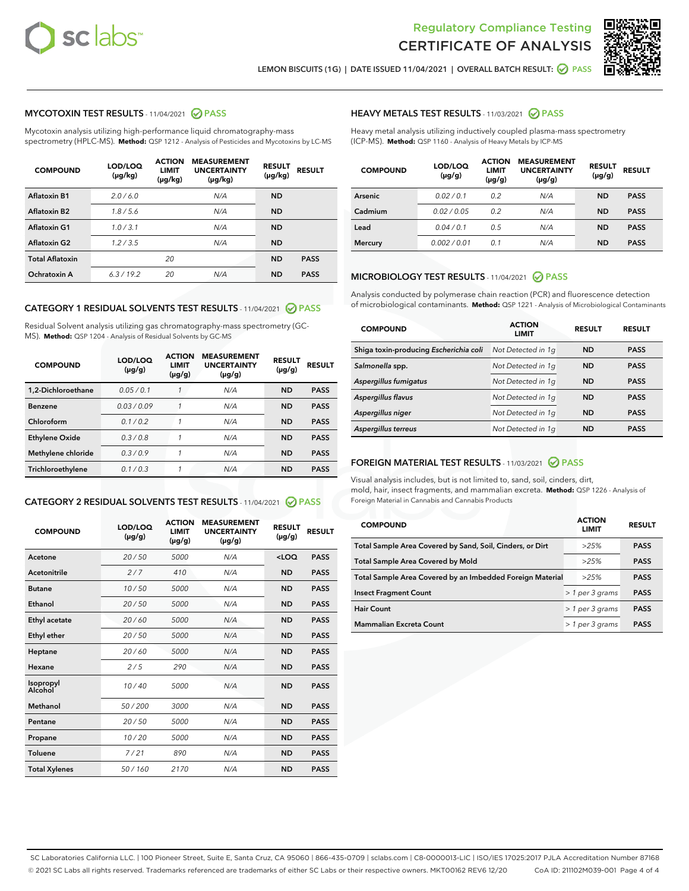Regulatory Compliance Testing
# CERTIFICATE OF ANALYSIS

LEMON BISCUITS (1G) | DATE ISSUED 11/04/2021 | OVERALL BATCH RESULT: PASS

## MYCOTOXIN TEST RESULTS - 11/04/2021 PASS

Mycotoxin analysis utilizing high-performance liquid chromatography-mass spectrometry (HPLC-MS). **Method:** QSP 1212 - Analysis of Pesticides and Mycotoxins by LC-MS

| COMPOUND | LOD/LOQ (μg/kg) | ACTION LIMIT (μg/kg) | MEASUREMENT UNCERTAINTY (μg/kg) | RESULT (μg/kg) | RESULT |
|---|---|---|---|---|---|
| Aflatoxin B1 | 2.0 / 6.0 | | N/A | ND | |
| Aflatoxin B2 | 1.8 / 5.6 | | N/A | ND | |
| Aflatoxin G1 | 1.0 / 3.1 | | N/A | ND | |
| Aflatoxin G2 | 1.2 / 3.5 | | N/A | ND | |
| Total Aflatoxin | | 20 | | ND | PASS |
| Ochratoxin A | 6.3 / 19.2 | 20 | N/A | ND | PASS |

## CATEGORY 1 RESIDUAL SOLVENTS TEST RESULTS - 11/04/2021 PASS

Residual Solvent analysis utilizing gas chromatography-mass spectrometry (GC-MS). **Method:** QSP 1204 - Analysis of Residual Solvents by GC-MS

| COMPOUND | LOD/LOQ (μg/g) | ACTION LIMIT (μg/g) | MEASUREMENT UNCERTAINTY (μg/g) | RESULT (μg/g) | RESULT |
|---|---|---|---|---|---|
| 1,2-Dichloroethane | 0.05 / 0.1 | 1 | N/A | ND | PASS |
| Benzene | 0.03 / 0.09 | 1 | N/A | ND | PASS |
| Chloroform | 0.1 / 0.2 | 1 | N/A | ND | PASS |
| Ethylene Oxide | 0.3 / 0.8 | 1 | N/A | ND | PASS |
| Methylene chloride | 0.3 / 0.9 | 1 | N/A | ND | PASS |
| Trichloroethylene | 0.1 / 0.3 | 1 | N/A | ND | PASS |

## CATEGORY 2 RESIDUAL SOLVENTS TEST RESULTS - 11/04/2021 PASS

| COMPOUND | LOD/LOQ (μg/g) | ACTION LIMIT (μg/g) | MEASUREMENT UNCERTAINTY (μg/g) | RESULT (μg/g) | RESULT |
|---|---|---|---|---|---|
| Acetone | 20 / 50 | 5000 | N/A | <LOQ | PASS |
| Acetonitrile | 2 / 7 | 410 | N/A | ND | PASS |
| Butane | 10 / 50 | 5000 | N/A | ND | PASS |
| Ethanol | 20 / 50 | 5000 | N/A | ND | PASS |
| Ethyl acetate | 20 / 60 | 5000 | N/A | ND | PASS |
| Ethyl ether | 20 / 50 | 5000 | N/A | ND | PASS |
| Heptane | 20 / 60 | 5000 | N/A | ND | PASS |
| Hexane | 2 / 5 | 290 | N/A | ND | PASS |
| Isopropyl Alcohol | 10 / 40 | 5000 | N/A | ND | PASS |
| Methanol | 50 / 200 | 3000 | N/A | ND | PASS |
| Pentane | 20 / 50 | 5000 | N/A | ND | PASS |
| Propane | 10 / 20 | 5000 | N/A | ND | PASS |
| Toluene | 7 / 21 | 890 | N/A | ND | PASS |
| Total Xylenes | 50 / 160 | 2170 | N/A | ND | PASS |

## HEAVY METALS TEST RESULTS - 11/03/2021 PASS

Heavy metal analysis utilizing inductively coupled plasma-mass spectrometry (ICP-MS). **Method:** QSP 1160 - Analysis of Heavy Metals by ICP-MS

| COMPOUND | LOD/LOQ (μg/g) | ACTION LIMIT (μg/g) | MEASUREMENT UNCERTAINTY (μg/g) | RESULT (μg/g) | RESULT |
|---|---|---|---|---|---|
| Arsenic | 0.02 / 0.1 | 0.2 | N/A | ND | PASS |
| Cadmium | 0.02 / 0.05 | 0.2 | N/A | ND | PASS |
| Lead | 0.04 / 0.1 | 0.5 | N/A | ND | PASS |
| Mercury | 0.002 / 0.01 | 0.1 | N/A | ND | PASS |

## MICROBIOLOGY TEST RESULTS - 11/04/2021 PASS

Analysis conducted by polymerase chain reaction (PCR) and fluorescence detection of microbiological contaminants. **Method:** QSP 1221 - Analysis of Microbiological Contaminants

| COMPOUND | ACTION LIMIT | RESULT | RESULT |
|---|---|---|---|
| Shiga toxin-producing *Escherichia coli* | Not Detected in 1g | ND | PASS |
| *Salmonella* spp. | Not Detected in 1g | ND | PASS |
| *Aspergillus fumigatus* | Not Detected in 1g | ND | PASS |
| *Aspergillus flavus* | Not Detected in 1g | ND | PASS |
| *Aspergillus niger* | Not Detected in 1g | ND | PASS |
| *Aspergillus terreus* | Not Detected in 1g | ND | PASS |

## FOREIGN MATERIAL TEST RESULTS - 11/03/2021 PASS

Visual analysis includes, but is not limited to, sand, soil, cinders, dirt, mold, hair, insect fragments, and mammalian excreta. **Method:** QSP 1226 - Analysis of Foreign Material in Cannabis and Cannabis Products

| COMPOUND | ACTION LIMIT | RESULT |
|---|---|---|
| Total Sample Area Covered by Sand, Soil, Cinders, or Dirt | >25% | PASS |
| Total Sample Area Covered by Mold | >25% | PASS |
| Total Sample Area Covered by an Imbedded Foreign Material | >25% | PASS |
| Insect Fragment Count | > 1 per 3 grams | PASS |
| Hair Count | > 1 per 3 grams | PASS |
| Mammalian Excreta Count | > 1 per 3 grams | PASS |

SC Laboratories California LLC. | 100 Pioneer Street, Suite E, Santa Cruz, CA 95060 | 866-435-0709 | sclabs.com | C8-0000013-LIC | ISO/IES 17025:2017 PJLA Accreditation Number 87168
© 2021 SC Labs all rights reserved. Trademarks referenced are trademarks of either SC Labs or their respective owners. MKT00162 REV6 12/20 CoA ID: 211102M039-001